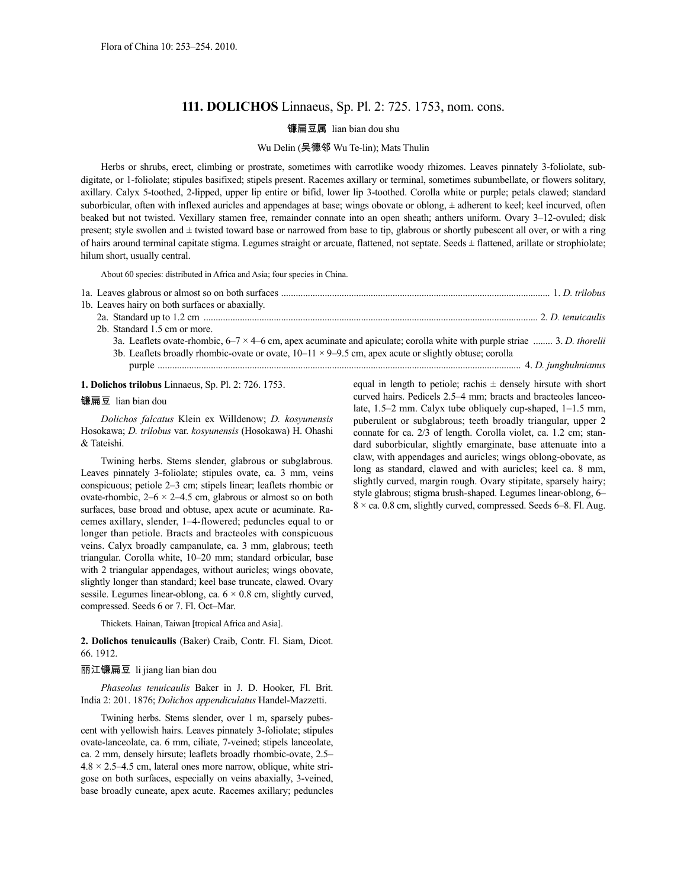Flora of China 10: 253–254. 2010.

# 111. DOLICHOS Linnaeus, Sp. Pl. 2: 725. 1753, nom. cons.

镰扁豆属 lian bian dou shu

Wu Delin (吴德邻 Wu Te-lin); Mats Thulin

Herbs or shrubs, erect, climbing or prostrate, sometimes with carrotlike woody rhizomes. Leaves pinnately 3-foliolate, subdigitate, or 1-foliolate; stipules basifixed; stipels present. Racemes axillary or terminal, sometimes subumbellate, or flowers solitary, axillary. Calyx 5-toothed, 2-lipped, upper lip entire or bifid, lower lip 3-toothed. Corolla white or purple; petals clawed; standard suborbicular, often with inflexed auricles and appendages at base; wings obovate or oblong, ± adherent to keel; keel incurved, often beaked but not twisted. Vexillary stamen free, remainder connate into an open sheath; anthers uniform. Ovary 3–12-ovuled; disk present; style swollen and ± twisted toward base or narrowed from base to tip, glabrous or shortly pubescent all over, or with a ring of hairs around terminal capitate stigma. Legumes straight or arcuate, flattened, not septate. Seeds ± flattened, arillate or strophiolate; hilum short, usually central.

About 60 species: distributed in Africa and Asia; four species in China.

1a. Leaves glabrous or almost so on both surfaces ..... 1. *D. trilobus*
1b. Leaves hairy on both surfaces or abaxially.
  2a. Standard up to 1.2 cm ..... 2. *D. tenuicaulis*
  2b. Standard 1.5 cm or more.
    3a. Leaflets ovate-rhombic, 6–7 × 4–6 cm, apex acuminate and apiculate; corolla white with purple striae ..... 3. *D. thorelii*
    3b. Leaflets broadly rhombic-ovate or ovate, 10–11 × 9–9.5 cm, apex acute or slightly obtuse; corolla purple ..... 4. *D. junghuhnianus*

**1. Dolichos trilobus** Linnaeus, Sp. Pl. 2: 726. 1753.

镰扁豆 lian bian dou

*Dolichos falcatus* Klein ex Willdenow; *D. kosyunensis* Hosokawa; *D. trilobus* var. *kosyunensis* (Hosokawa) H. Ohashi & Tateishi.

Twining herbs. Stems slender, glabrous or subglabrous. Leaves pinnately 3-foliolate; stipules ovate, ca. 3 mm, veins conspicuous; petiole 2–3 cm; stipels linear; leaflets rhombic or ovate-rhombic, 2–6 × 2–4.5 cm, glabrous or almost so on both surfaces, base broad and obtuse, apex acute or acuminate. Racemes axillary, slender, 1–4-flowered; peduncles equal to or longer than petiole. Bracts and bracteoles with conspicuous veins. Calyx broadly campanulate, ca. 3 mm, glabrous; teeth triangular. Corolla white, 10–20 mm; standard orbicular, base with 2 triangular appendages, without auricles; wings obovate, slightly longer than standard; keel base truncate, clawed. Ovary sessile. Legumes linear-oblong, ca. 6 × 0.8 cm, slightly curved, compressed. Seeds 6 or 7. Fl. Oct–Mar.

Thickets. Hainan, Taiwan [tropical Africa and Asia].

**2. Dolichos tenuicaulis** (Baker) Craib, Contr. Fl. Siam, Dicot. 66. 1912.

丽江镰扁豆 li jiang lian bian dou

*Phaseolus tenuicaulis* Baker in J. D. Hooker, Fl. Brit. India 2: 201. 1876; *Dolichos appendiculatus* Handel-Mazzetti.

Twining herbs. Stems slender, over 1 m, sparsely pubescent with yellowish hairs. Leaves pinnately 3-foliolate; stipules ovate-lanceolate, ca. 6 mm, ciliate, 7-veined; stipels lanceolate, ca. 2 mm, densely hirsute; leaflets broadly rhombic-ovate, 2.5–4.8 × 2.5–4.5 cm, lateral ones more narrow, oblique, white strigose on both surfaces, especially on veins abaxially, 3-veined, base broadly cuneate, apex acute. Racemes axillary; peduncles equal in length to petiole; rachis ± densely hirsute with short curved hairs. Pedicels 2.5–4 mm; bracts and bracteoles lanceolate, 1.5–2 mm. Calyx tube obliquely cup-shaped, 1–1.5 mm, puberulent or subglabrous; teeth broadly triangular, upper 2 connate for ca. 2/3 of length. Corolla violet, ca. 1.2 cm; standard suborbicular, slightly emarginate, base attenuate into a claw, with appendages and auricles; wings oblong-obovate, as long as standard, clawed and with auricles; keel ca. 8 mm, slightly curved, margin rough. Ovary stipitate, sparsely hairy; style glabrous; stigma brush-shaped. Legumes linear-oblong, 6–8 × ca. 0.8 cm, slightly curved, compressed. Seeds 6–8. Fl. Aug.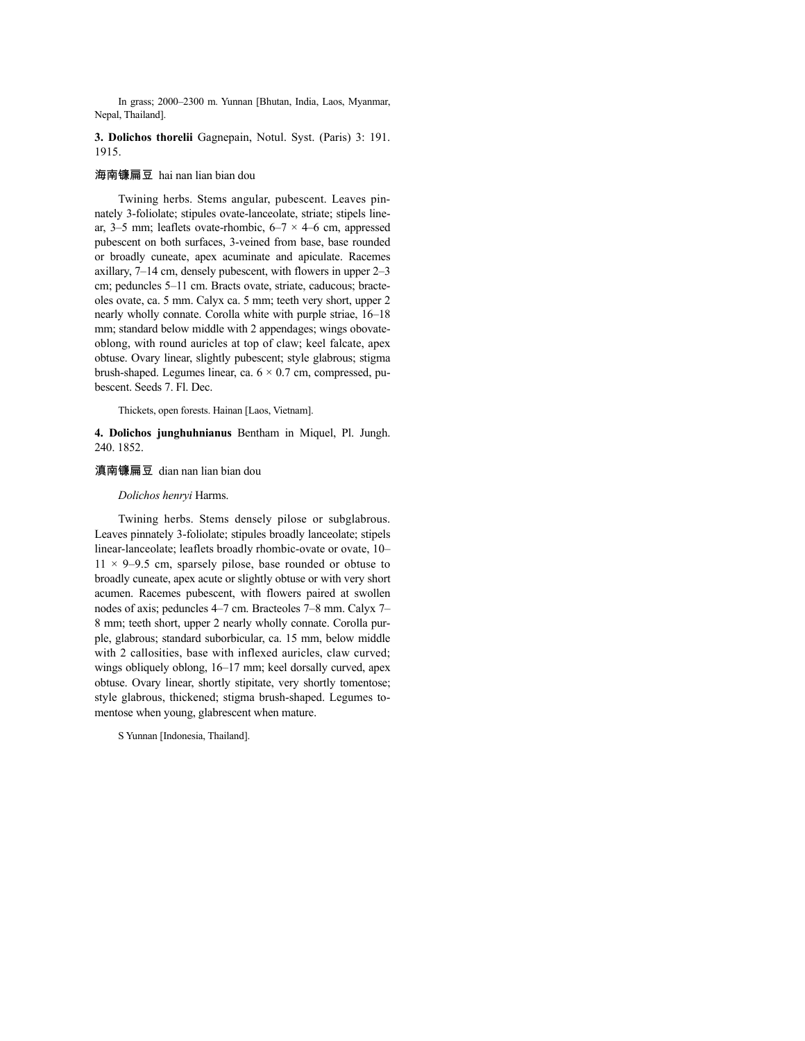In grass; 2000–2300 m. Yunnan [Bhutan, India, Laos, Myanmar, Nepal, Thailand].

**3. Dolichos thorelii** Gagnepain, Notul. Syst. (Paris) 3: 191. 1915.

海南镰扁豆 hai nan lian bian dou

Twining herbs. Stems angular, pubescent. Leaves pinnately 3-foliolate; stipules ovate-lanceolate, striate; stipels linear, 3–5 mm; leaflets ovate-rhombic, 6–7 × 4–6 cm, appressed pubescent on both surfaces, 3-veined from base, base rounded or broadly cuneate, apex acuminate and apiculate. Racemes axillary, 7–14 cm, densely pubescent, with flowers in upper 2–3 cm; peduncles 5–11 cm. Bracts ovate, striate, caducous; bracteoles ovate, ca. 5 mm. Calyx ca. 5 mm; teeth very short, upper 2 nearly wholly connate. Corolla white with purple striae, 16–18 mm; standard below middle with 2 appendages; wings obovate-oblong, with round auricles at top of claw; keel falcate, apex obtuse. Ovary linear, slightly pubescent; style glabrous; stigma brush-shaped. Legumes linear, ca. 6 × 0.7 cm, compressed, pubescent. Seeds 7. Fl. Dec.

Thickets, open forests. Hainan [Laos, Vietnam].

**4. Dolichos junghuhnianus** Bentham in Miquel, Pl. Jungh. 240. 1852.

滇南镰扁豆 dian nan lian bian dou

*Dolichos henryi* Harms.

Twining herbs. Stems densely pilose or subglabrous. Leaves pinnately 3-foliolate; stipules broadly lanceolate; stipels linear-lanceolate; leaflets broadly rhombic-ovate or ovate, 10–11 × 9–9.5 cm, sparsely pilose, base rounded or obtuse to broadly cuneate, apex acute or slightly obtuse or with very short acumen. Racemes pubescent, with flowers paired at swollen nodes of axis; peduncles 4–7 cm. Bracteoles 7–8 mm. Calyx 7–8 mm; teeth short, upper 2 nearly wholly connate. Corolla purple, glabrous; standard suborbicular, ca. 15 mm, below middle with 2 callosities, base with inflexed auricles, claw curved; wings obliquely oblong, 16–17 mm; keel dorsally curved, apex obtuse. Ovary linear, shortly stipitate, very shortly tomentose; style glabrous, thickened; stigma brush-shaped. Legumes tomentose when young, glabrescent when mature.

S Yunnan [Indonesia, Thailand].